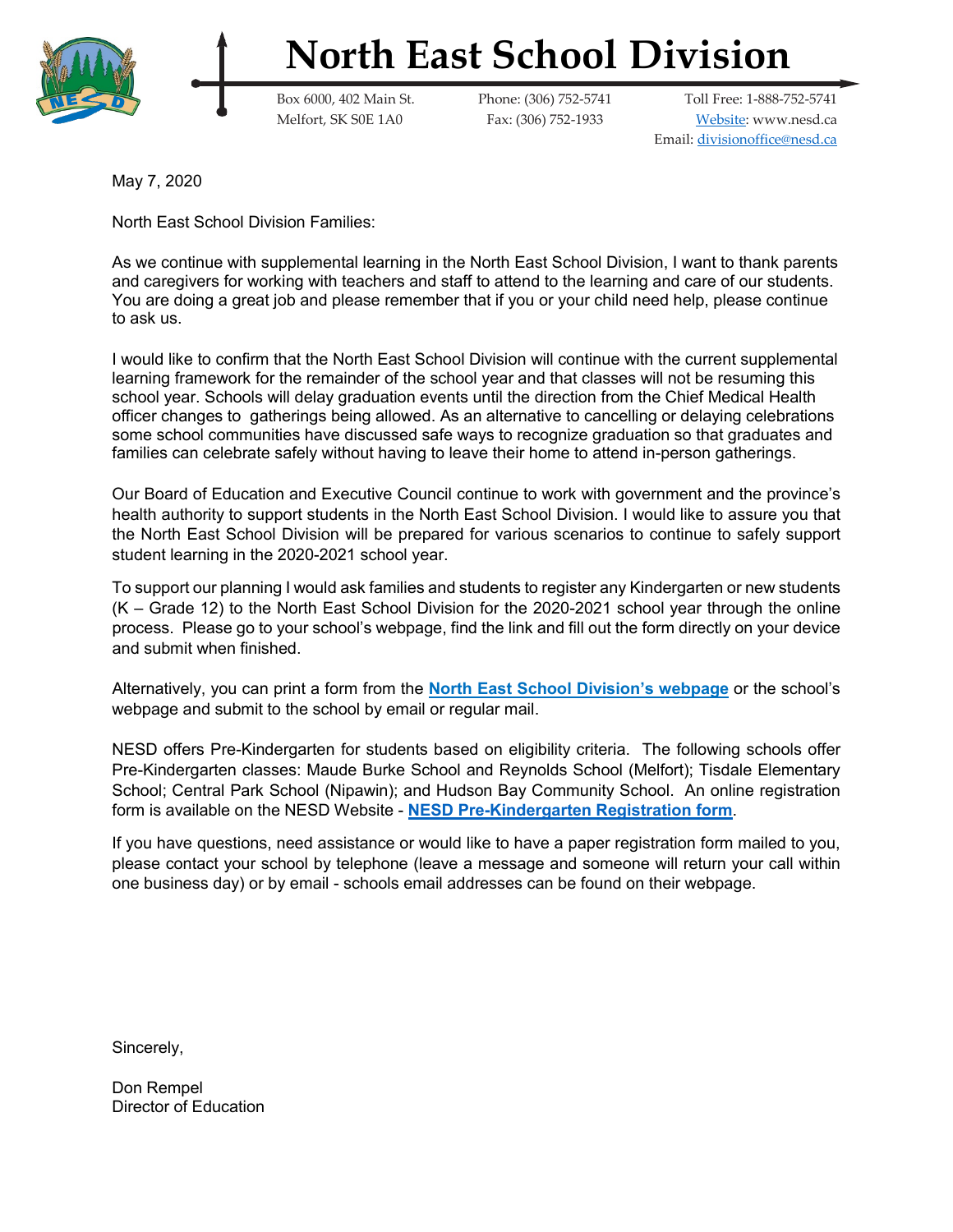# North East School Division

Box 6000, 402 Main St.
Melfort, SK S0E 1A0

Phone: (306) 752-5741
Fax: (306) 752-1933

Toll Free: 1-888-752-5741
Website: www.nesd.ca
Email: divisionoffice@nesd.ca

May 7, 2020

North East School Division Families:

As we continue with supplemental learning in the North East School Division, I want to thank parents and caregivers for working with teachers and staff to attend to the learning and care of our students. You are doing a great job and please remember that if you or your child need help, please continue to ask us.

I would like to confirm that the North East School Division will continue with the current supplemental learning framework for the remainder of the school year and that classes will not be resuming this school year. Schools will delay graduation events until the direction from the Chief Medical Health officer changes to gatherings being allowed. As an alternative to cancelling or delaying celebrations some school communities have discussed safe ways to recognize graduation so that graduates and families can celebrate safely without having to leave their home to attend in-person gatherings.

Our Board of Education and Executive Council continue to work with government and the province's health authority to support students in the North East School Division. I would like to assure you that the North East School Division will be prepared for various scenarios to continue to safely support student learning in the 2020-2021 school year.

To support our planning I would ask families and students to register any Kindergarten or new students (K – Grade 12) to the North East School Division for the 2020-2021 school year through the online process. Please go to your school's webpage, find the link and fill out the form directly on your device and submit when finished.

Alternatively, you can print a form from the **North East School Division's webpage** or the school's webpage and submit to the school by email or regular mail.

NESD offers Pre-Kindergarten for students based on eligibility criteria. The following schools offer Pre-Kindergarten classes: Maude Burke School and Reynolds School (Melfort); Tisdale Elementary School; Central Park School (Nipawin); and Hudson Bay Community School. An online registration form is available on the NESD Website - **NESD Pre-Kindergarten Registration form**.

If you have questions, need assistance or would like to have a paper registration form mailed to you, please contact your school by telephone (leave a message and someone will return your call within one business day) or by email - schools email addresses can be found on their webpage.

Sincerely,

Don Rempel
Director of Education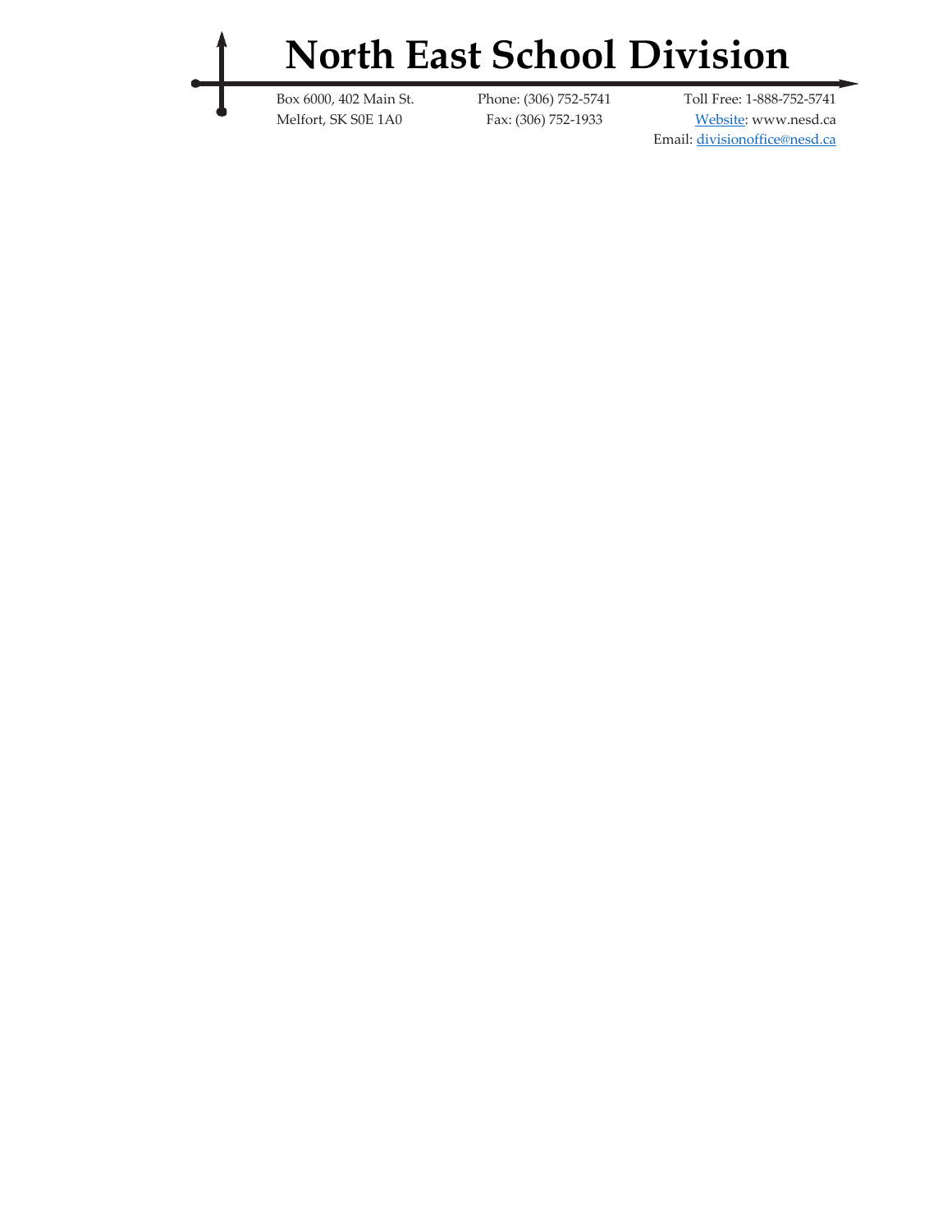# North East School Division

Box 6000, 402 Main St.
Melfort, SK S0E 1A0

Phone: (306) 752-5741
Fax: (306) 752-1933

Toll Free: 1-888-752-5741
Website: www.nesd.ca
Email: divisionoffice@nesd.ca